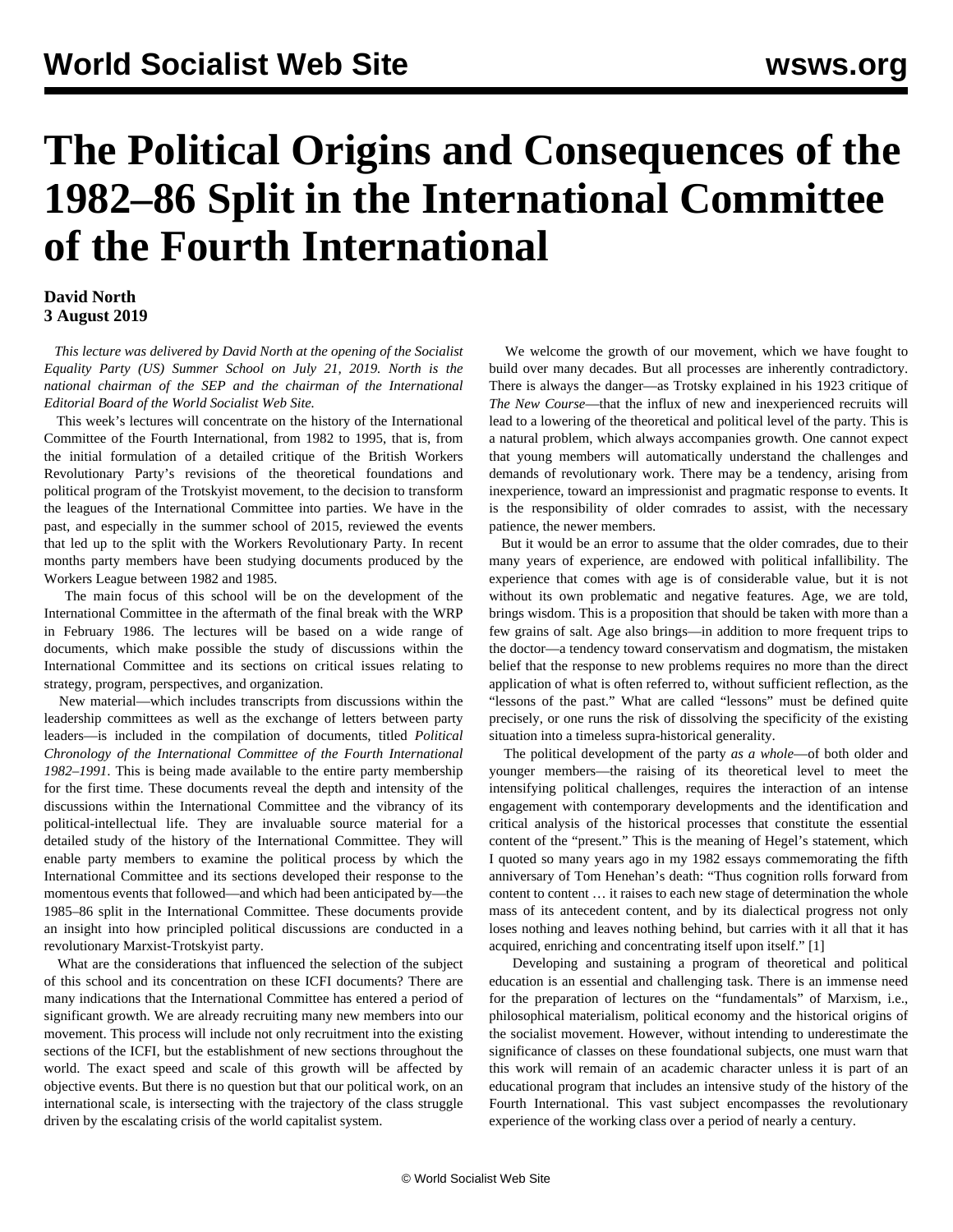# The Political Origins and Consequences of the 1982–86 Split in the International Committee of the Fourth International

**David North**
**3 August 2019**

*This lecture was delivered by David North at the opening of the Socialist Equality Party (US) Summer School on July 21, 2019. North is the national chairman of the SEP and the chairman of the International Editorial Board of the World Socialist Web Site.*

This week's lectures will concentrate on the history of the International Committee of the Fourth International, from 1982 to 1995, that is, from the initial formulation of a detailed critique of the British Workers Revolutionary Party's revisions of the theoretical foundations and political program of the Trotskyist movement, to the decision to transform the leagues of the International Committee into parties. We have in the past, and especially in the summer school of 2015, reviewed the events that led up to the split with the Workers Revolutionary Party. In recent months party members have been studying documents produced by the Workers League between 1982 and 1985.

The main focus of this school will be on the development of the International Committee in the aftermath of the final break with the WRP in February 1986. The lectures will be based on a wide range of documents, which make possible the study of discussions within the International Committee and its sections on critical issues relating to strategy, program, perspectives, and organization.

New material—which includes transcripts from discussions within the leadership committees as well as the exchange of letters between party leaders—is included in the compilation of documents, titled *Political Chronology of the International Committee of the Fourth International 1982–1991*. This is being made available to the entire party membership for the first time. These documents reveal the depth and intensity of the discussions within the International Committee and the vibrancy of its political-intellectual life. They are invaluable source material for a detailed study of the history of the International Committee. They will enable party members to examine the political process by which the International Committee and its sections developed their response to the momentous events that followed—and which had been anticipated by—the 1985–86 split in the International Committee. These documents provide an insight into how principled political discussions are conducted in a revolutionary Marxist-Trotskyist party.

What are the considerations that influenced the selection of the subject of this school and its concentration on these ICFI documents? There are many indications that the International Committee has entered a period of significant growth. We are already recruiting many new members into our movement. This process will include not only recruitment into the existing sections of the ICFI, but the establishment of new sections throughout the world. The exact speed and scale of this growth will be affected by objective events. But there is no question but that our political work, on an international scale, is intersecting with the trajectory of the class struggle driven by the escalating crisis of the world capitalist system.

We welcome the growth of our movement, which we have fought to build over many decades. But all processes are inherently contradictory. There is always the danger—as Trotsky explained in his 1923 critique of *The New Course*—that the influx of new and inexperienced recruits will lead to a lowering of the theoretical and political level of the party. This is a natural problem, which always accompanies growth. One cannot expect that young members will automatically understand the challenges and demands of revolutionary work. There may be a tendency, arising from inexperience, toward an impressionist and pragmatic response to events. It is the responsibility of older comrades to assist, with the necessary patience, the newer members.

But it would be an error to assume that the older comrades, due to their many years of experience, are endowed with political infallibility. The experience that comes with age is of considerable value, but it is not without its own problematic and negative features. Age, we are told, brings wisdom. This is a proposition that should be taken with more than a few grains of salt. Age also brings—in addition to more frequent trips to the doctor—a tendency toward conservatism and dogmatism, the mistaken belief that the response to new problems requires no more than the direct application of what is often referred to, without sufficient reflection, as the "lessons of the past." What are called "lessons" must be defined quite precisely, or one runs the risk of dissolving the specificity of the existing situation into a timeless supra-historical generality.

The political development of the party *as a whole*—of both older and younger members—the raising of its theoretical level to meet the intensifying political challenges, requires the interaction of an intense engagement with contemporary developments and the identification and critical analysis of the historical processes that constitute the essential content of the "present." This is the meaning of Hegel's statement, which I quoted so many years ago in my 1982 essays commemorating the fifth anniversary of Tom Henehan's death: "Thus cognition rolls forward from content to content … it raises to each new stage of determination the whole mass of its antecedent content, and by its dialectical progress not only loses nothing and leaves nothing behind, but carries with it all that it has acquired, enriching and concentrating itself upon itself." [1]

Developing and sustaining a program of theoretical and political education is an essential and challenging task. There is an immense need for the preparation of lectures on the "fundamentals" of Marxism, i.e., philosophical materialism, political economy and the historical origins of the socialist movement. However, without intending to underestimate the significance of classes on these foundational subjects, one must warn that this work will remain of an academic character unless it is part of an educational program that includes an intensive study of the history of the Fourth International. This vast subject encompasses the revolutionary experience of the working class over a period of nearly a century.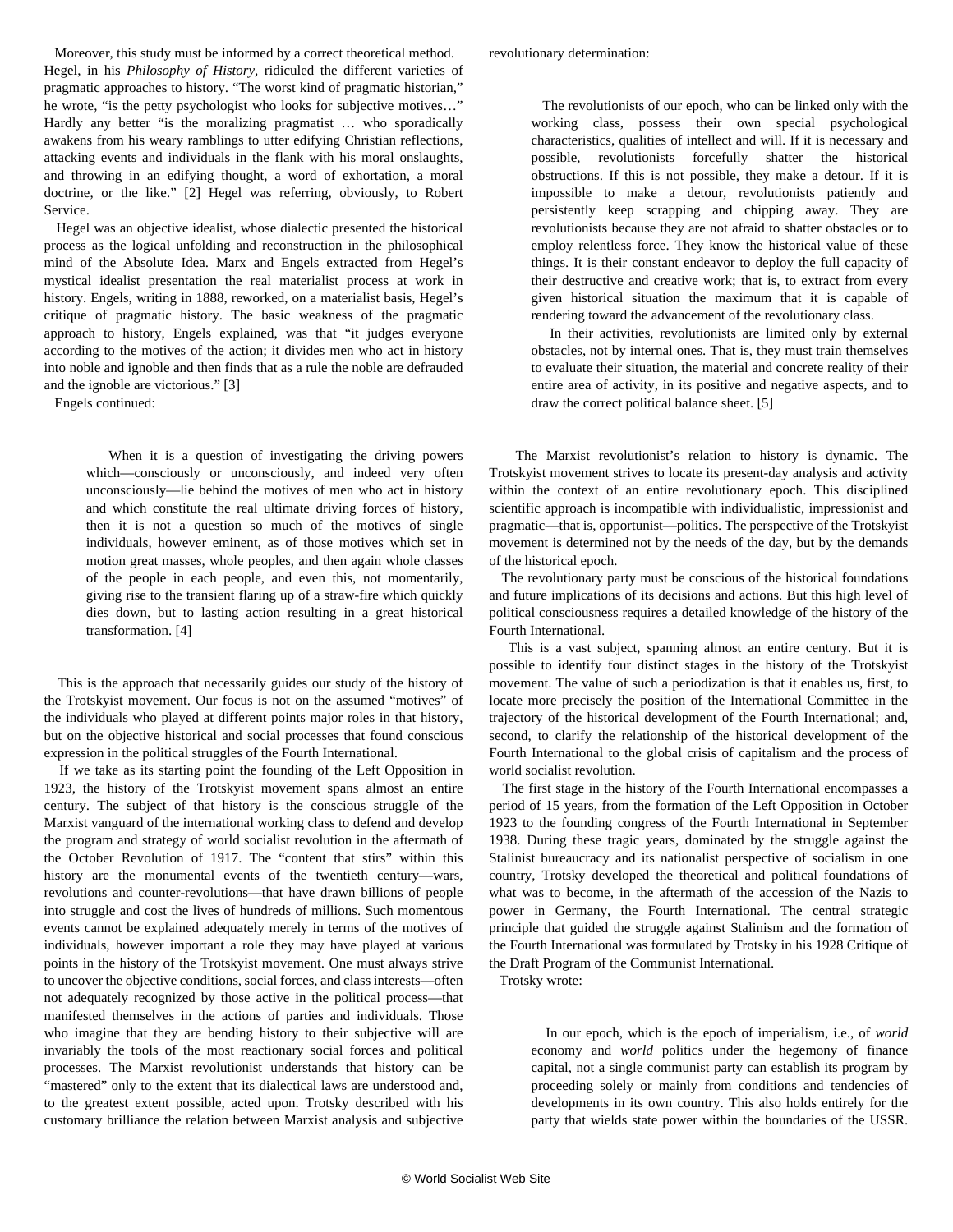Moreover, this study must be informed by a correct theoretical method. Hegel, in his *Philosophy of History*, ridiculed the different varieties of pragmatic approaches to history. “The worst kind of pragmatic historian,” he wrote, “is the petty psychologist who looks for subjective motives…” Hardly any better “is the moralizing pragmatist … who sporadically awakens from his weary ramblings to utter edifying Christian reflections, attacking events and individuals in the flank with his moral onslaughts, and throwing in an edifying thought, a word of exhortation, a moral doctrine, or the like.” [2] Hegel was referring, obviously, to Robert Service.

Hegel was an objective idealist, whose dialectic presented the historical process as the logical unfolding and reconstruction in the philosophical mind of the Absolute Idea. Marx and Engels extracted from Hegel’s mystical idealist presentation the real materialist process at work in history. Engels, writing in 1888, reworked, on a materialist basis, Hegel’s critique of pragmatic history. The basic weakness of the pragmatic approach to history, Engels explained, was that “it judges everyone according to the motives of the action; it divides men who act in history into noble and ignoble and then finds that as a rule the noble are defrauded and the ignoble are victorious.” [3]

Engels continued:

> When it is a question of investigating the driving powers which—consciously or unconsciously, and indeed very often unconsciously—lie behind the motives of men who act in history and which constitute the real ultimate driving forces of history, then it is not a question so much of the motives of single individuals, however eminent, as of those motives which set in motion great masses, whole peoples, and then again whole classes of the people in each people, and even this, not momentarily, giving rise to the transient flaring up of a straw-fire which quickly dies down, but to lasting action resulting in a great historical transformation. [4]

This is the approach that necessarily guides our study of the history of the Trotskyist movement. Our focus is not on the assumed “motives” of the individuals who played at different points major roles in that history, but on the objective historical and social processes that found conscious expression in the political struggles of the Fourth International.

If we take as its starting point the founding of the Left Opposition in 1923, the history of the Trotskyist movement spans almost an entire century. The subject of that history is the conscious struggle of the Marxist vanguard of the international working class to defend and develop the program and strategy of world socialist revolution in the aftermath of the October Revolution of 1917. The “content that stirs” within this history are the monumental events of the twentieth century—wars, revolutions and counter-revolutions—that have drawn billions of people into struggle and cost the lives of hundreds of millions. Such momentous events cannot be explained adequately merely in terms of the motives of individuals, however important a role they may have played at various points in the history of the Trotskyist movement. One must always strive to uncover the objective conditions, social forces, and class interests—often not adequately recognized by those active in the political process—that manifested themselves in the actions of parties and individuals. Those who imagine that they are bending history to their subjective will are invariably the tools of the most reactionary social forces and political processes. The Marxist revolutionist understands that history can be “mastered” only to the extent that its dialectical laws are understood and, to the greatest extent possible, acted upon. Trotsky described with his customary brilliance the relation between Marxist analysis and subjective revolutionary determination:

> The revolutionists of our epoch, who can be linked only with the working class, possess their own special psychological characteristics, qualities of intellect and will. If it is necessary and possible, revolutionists forcefully shatter the historical obstructions. If this is not possible, they make a detour. If it is impossible to make a detour, revolutionists patiently and persistently keep scrapping and chipping away. They are revolutionists because they are not afraid to shatter obstacles or to employ relentless force. They know the historical value of these things. It is their constant endeavor to deploy the full capacity of their destructive and creative work; that is, to extract from every given historical situation the maximum that it is capable of rendering toward the advancement of the revolutionary class.
>
> In their activities, revolutionists are limited only by external obstacles, not by internal ones. That is, they must train themselves to evaluate their situation, the material and concrete reality of their entire area of activity, in its positive and negative aspects, and to draw the correct political balance sheet. [5]

The Marxist revolutionist’s relation to history is dynamic. The Trotskyist movement strives to locate its present-day analysis and activity within the context of an entire revolutionary epoch. This disciplined scientific approach is incompatible with individualistic, impressionist and pragmatic—that is, opportunist—politics. The perspective of the Trotskyist movement is determined not by the needs of the day, but by the demands of the historical epoch.

The revolutionary party must be conscious of the historical foundations and future implications of its decisions and actions. But this high level of political consciousness requires a detailed knowledge of the history of the Fourth International.

This is a vast subject, spanning almost an entire century. But it is possible to identify four distinct stages in the history of the Trotskyist movement. The value of such a periodization is that it enables us, first, to locate more precisely the position of the International Committee in the trajectory of the historical development of the Fourth International; and, second, to clarify the relationship of the historical development of the Fourth International to the global crisis of capitalism and the process of world socialist revolution.

The first stage in the history of the Fourth International encompasses a period of 15 years, from the formation of the Left Opposition in October 1923 to the founding congress of the Fourth International in September 1938. During these tragic years, dominated by the struggle against the Stalinist bureaucracy and its nationalist perspective of socialism in one country, Trotsky developed the theoretical and political foundations of what was to become, in the aftermath of the accession of the Nazis to power in Germany, the Fourth International. The central strategic principle that guided the struggle against Stalinism and the formation of the Fourth International was formulated by Trotsky in his 1928 Critique of the Draft Program of the Communist International.

Trotsky wrote:

> In our epoch, which is the epoch of imperialism, i.e., of *world* economy and *world* politics under the hegemony of finance capital, not a single communist party can establish its program by proceeding solely or mainly from conditions and tendencies of developments in its own country. This also holds entirely for the party that wields state power within the boundaries of the USSR.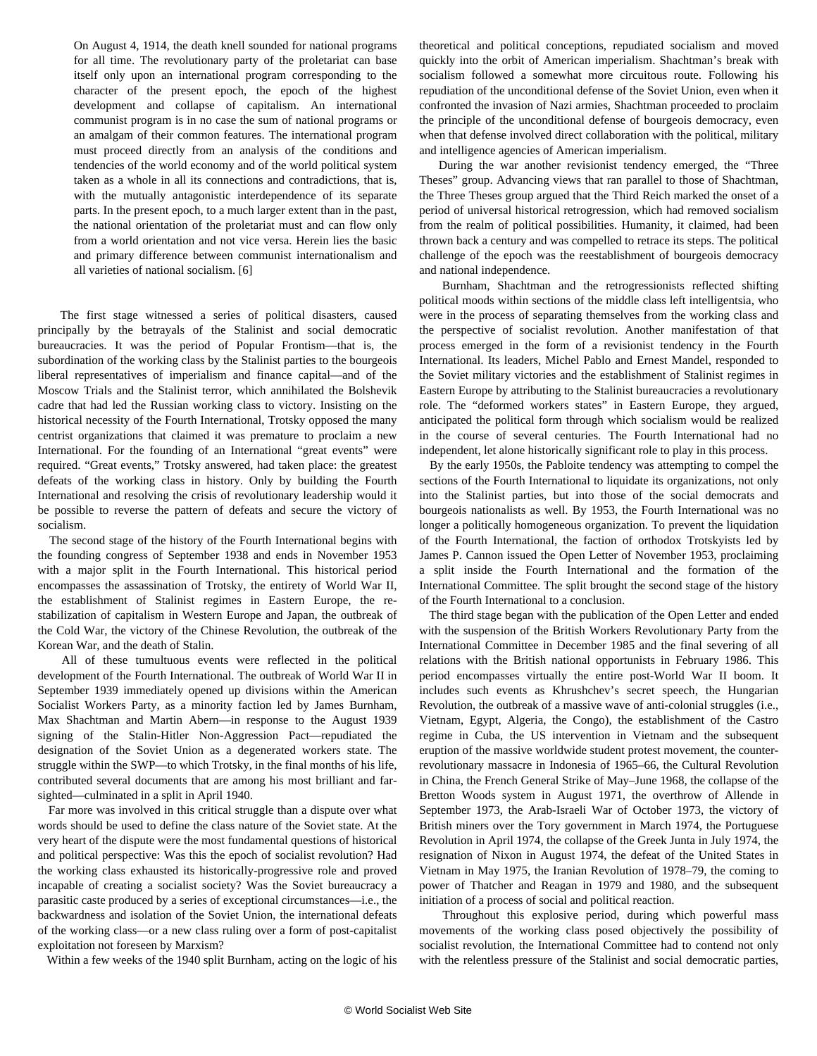> On August 4, 1914, the death knell sounded for national programs for all time. The revolutionary party of the proletariat can base itself only upon an international program corresponding to the character of the present epoch, the epoch of the highest development and collapse of capitalism. An international communist program is in no case the sum of national programs or an amalgam of their common features. The international program must proceed directly from an analysis of the conditions and tendencies of the world economy and of the world political system taken as a whole in all its connections and contradictions, that is, with the mutually antagonistic interdependence of its separate parts. In the present epoch, to a much larger extent than in the past, the national orientation of the proletariat must and can flow only from a world orientation and not vice versa. Herein lies the basic and primary difference between communist internationalism and all varieties of national socialism. [6]

The first stage witnessed a series of political disasters, caused principally by the betrayals of the Stalinist and social democratic bureaucracies. It was the period of Popular Frontism—that is, the subordination of the working class by the Stalinist parties to the bourgeois liberal representatives of imperialism and finance capital—and of the Moscow Trials and the Stalinist terror, which annihilated the Bolshevik cadre that had led the Russian working class to victory. Insisting on the historical necessity of the Fourth International, Trotsky opposed the many centrist organizations that claimed it was premature to proclaim a new International. For the founding of an International "great events" were required. "Great events," Trotsky answered, had taken place: the greatest defeats of the working class in history. Only by building the Fourth International and resolving the crisis of revolutionary leadership would it be possible to reverse the pattern of defeats and secure the victory of socialism.

The second stage of the history of the Fourth International begins with the founding congress of September 1938 and ends in November 1953 with a major split in the Fourth International. This historical period encompasses the assassination of Trotsky, the entirety of World War II, the establishment of Stalinist regimes in Eastern Europe, the re-stabilization of capitalism in Western Europe and Japan, the outbreak of the Cold War, the victory of the Chinese Revolution, the outbreak of the Korean War, and the death of Stalin.

All of these tumultuous events were reflected in the political development of the Fourth International. The outbreak of World War II in September 1939 immediately opened up divisions within the American Socialist Workers Party, as a minority faction led by James Burnham, Max Shachtman and Martin Abern—in response to the August 1939 signing of the Stalin-Hitler Non-Aggression Pact—repudiated the designation of the Soviet Union as a degenerated workers state. The struggle within the SWP—to which Trotsky, in the final months of his life, contributed several documents that are among his most brilliant and far-sighted—culminated in a split in April 1940.

Far more was involved in this critical struggle than a dispute over what words should be used to define the class nature of the Soviet state. At the very heart of the dispute were the most fundamental questions of historical and political perspective: Was this the epoch of socialist revolution? Had the working class exhausted its historically-progressive role and proved incapable of creating a socialist society? Was the Soviet bureaucracy a parasitic caste produced by a series of exceptional circumstances—i.e., the backwardness and isolation of the Soviet Union, the international defeats of the working class—or a new class ruling over a form of post-capitalist exploitation not foreseen by Marxism?

Within a few weeks of the 1940 split Burnham, acting on the logic of his theoretical and political conceptions, repudiated socialism and moved quickly into the orbit of American imperialism. Shachtman's break with socialism followed a somewhat more circuitous route. Following his repudiation of the unconditional defense of the Soviet Union, even when it confronted the invasion of Nazi armies, Shachtman proceeded to proclaim the principle of the unconditional defense of bourgeois democracy, even when that defense involved direct collaboration with the political, military and intelligence agencies of American imperialism.

During the war another revisionist tendency emerged, the "Three Theses" group. Advancing views that ran parallel to those of Shachtman, the Three Theses group argued that the Third Reich marked the onset of a period of universal historical retrogression, which had removed socialism from the realm of political possibilities. Humanity, it claimed, had been thrown back a century and was compelled to retrace its steps. The political challenge of the epoch was the reestablishment of bourgeois democracy and national independence.

Burnham, Shachtman and the retrogressionists reflected shifting political moods within sections of the middle class left intelligentsia, who were in the process of separating themselves from the working class and the perspective of socialist revolution. Another manifestation of that process emerged in the form of a revisionist tendency in the Fourth International. Its leaders, Michel Pablo and Ernest Mandel, responded to the Soviet military victories and the establishment of Stalinist regimes in Eastern Europe by attributing to the Stalinist bureaucracies a revolutionary role. The "deformed workers states" in Eastern Europe, they argued, anticipated the political form through which socialism would be realized in the course of several centuries. The Fourth International had no independent, let alone historically significant role to play in this process.

By the early 1950s, the Pabloite tendency was attempting to compel the sections of the Fourth International to liquidate its organizations, not only into the Stalinist parties, but into those of the social democrats and bourgeois nationalists as well. By 1953, the Fourth International was no longer a politically homogeneous organization. To prevent the liquidation of the Fourth International, the faction of orthodox Trotskyists led by James P. Cannon issued the Open Letter of November 1953, proclaiming a split inside the Fourth International and the formation of the International Committee. The split brought the second stage of the history of the Fourth International to a conclusion.

The third stage began with the publication of the Open Letter and ended with the suspension of the British Workers Revolutionary Party from the International Committee in December 1985 and the final severing of all relations with the British national opportunists in February 1986. This period encompasses virtually the entire post-World War II boom. It includes such events as Khrushchev's secret speech, the Hungarian Revolution, the outbreak of a massive wave of anti-colonial struggles (i.e., Vietnam, Egypt, Algeria, the Congo), the establishment of the Castro regime in Cuba, the US intervention in Vietnam and the subsequent eruption of the massive worldwide student protest movement, the counter-revolutionary massacre in Indonesia of 1965–66, the Cultural Revolution in China, the French General Strike of May–June 1968, the collapse of the Bretton Woods system in August 1971, the overthrow of Allende in September 1973, the Arab-Israeli War of October 1973, the victory of British miners over the Tory government in March 1974, the Portuguese Revolution in April 1974, the collapse of the Greek Junta in July 1974, the resignation of Nixon in August 1974, the defeat of the United States in Vietnam in May 1975, the Iranian Revolution of 1978–79, the coming to power of Thatcher and Reagan in 1979 and 1980, and the subsequent initiation of a process of social and political reaction.

Throughout this explosive period, during which powerful mass movements of the working class posed objectively the possibility of socialist revolution, the International Committee had to contend not only with the relentless pressure of the Stalinist and social democratic parties,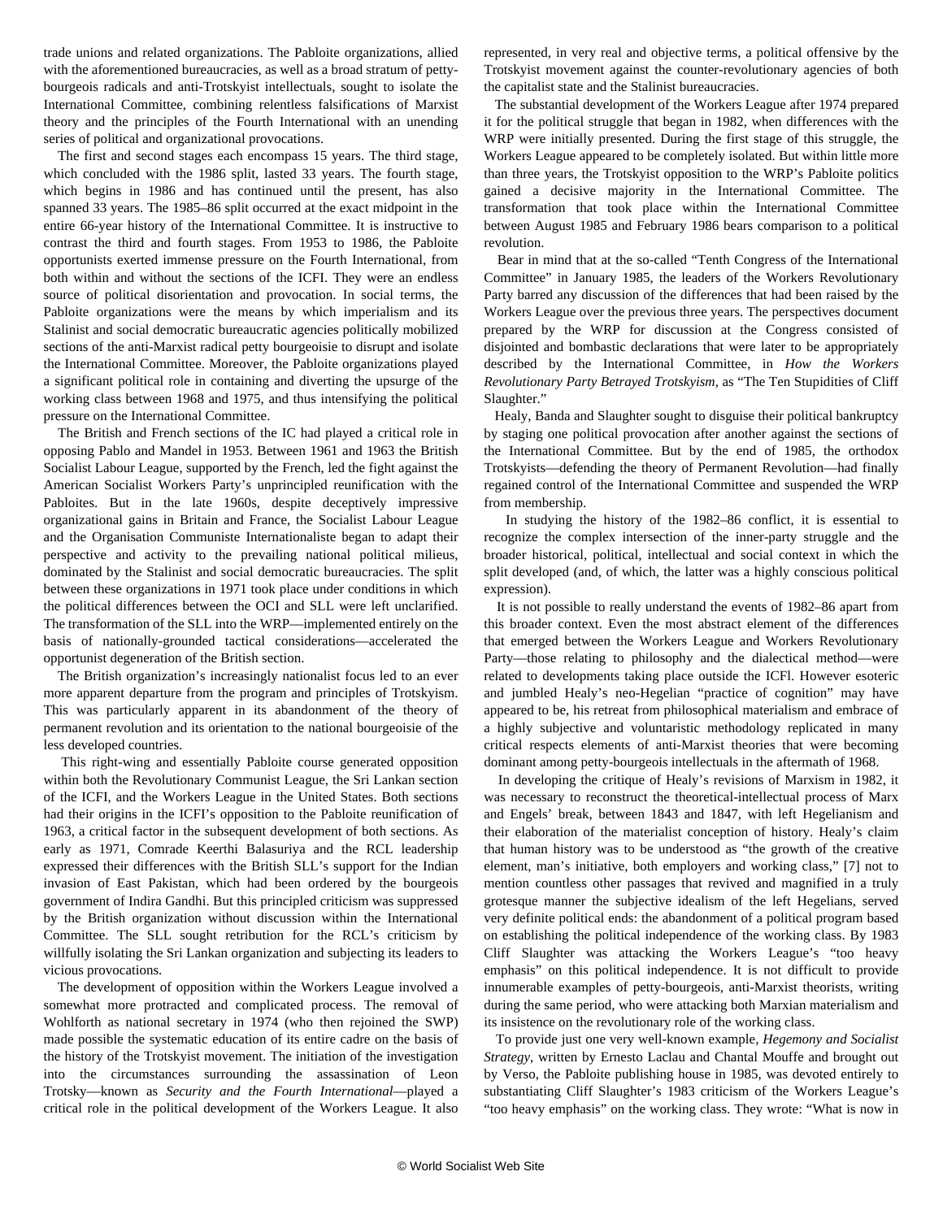trade unions and related organizations. The Pabloite organizations, allied with the aforementioned bureaucracies, as well as a broad stratum of petty-bourgeois radicals and anti-Trotskyist intellectuals, sought to isolate the International Committee, combining relentless falsifications of Marxist theory and the principles of the Fourth International with an unending series of political and organizational provocations.

The first and second stages each encompass 15 years. The third stage, which concluded with the 1986 split, lasted 33 years. The fourth stage, which begins in 1986 and has continued until the present, has also spanned 33 years. The 1985–86 split occurred at the exact midpoint in the entire 66-year history of the International Committee. It is instructive to contrast the third and fourth stages. From 1953 to 1986, the Pabloite opportunists exerted immense pressure on the Fourth International, from both within and without the sections of the ICFI. They were an endless source of political disorientation and provocation. In social terms, the Pabloite organizations were the means by which imperialism and its Stalinist and social democratic bureaucratic agencies politically mobilized sections of the anti-Marxist radical petty bourgeoisie to disrupt and isolate the International Committee. Moreover, the Pabloite organizations played a significant political role in containing and diverting the upsurge of the working class between 1968 and 1975, and thus intensifying the political pressure on the International Committee.

The British and French sections of the IC had played a critical role in opposing Pablo and Mandel in 1953. Between 1961 and 1963 the British Socialist Labour League, supported by the French, led the fight against the American Socialist Workers Party's unprincipled reunification with the Pabloites. But in the late 1960s, despite deceptively impressive organizational gains in Britain and France, the Socialist Labour League and the Organisation Communiste Internationaliste began to adapt their perspective and activity to the prevailing national political milieus, dominated by the Stalinist and social democratic bureaucracies. The split between these organizations in 1971 took place under conditions in which the political differences between the OCI and SLL were left unclarified. The transformation of the SLL into the WRP—implemented entirely on the basis of nationally-grounded tactical considerations—accelerated the opportunist degeneration of the British section.

The British organization's increasingly nationalist focus led to an ever more apparent departure from the program and principles of Trotskyism. This was particularly apparent in its abandonment of the theory of permanent revolution and its orientation to the national bourgeoisie of the less developed countries.

This right-wing and essentially Pabloite course generated opposition within both the Revolutionary Communist League, the Sri Lankan section of the ICFI, and the Workers League in the United States. Both sections had their origins in the ICFI's opposition to the Pabloite reunification of 1963, a critical factor in the subsequent development of both sections. As early as 1971, Comrade Keerthi Balasuriya and the RCL leadership expressed their differences with the British SLL's support for the Indian invasion of East Pakistan, which had been ordered by the bourgeois government of Indira Gandhi. But this principled criticism was suppressed by the British organization without discussion within the International Committee. The SLL sought retribution for the RCL's criticism by willfully isolating the Sri Lankan organization and subjecting its leaders to vicious provocations.

The development of opposition within the Workers League involved a somewhat more protracted and complicated process. The removal of Wohlforth as national secretary in 1974 (who then rejoined the SWP) made possible the systematic education of its entire cadre on the basis of the history of the Trotskyist movement. The initiation of the investigation into the circumstances surrounding the assassination of Leon Trotsky—known as *Security and the Fourth International*—played a critical role in the political development of the Workers League. It also represented, in very real and objective terms, a political offensive by the Trotskyist movement against the counter-revolutionary agencies of both the capitalist state and the Stalinist bureaucracies.

The substantial development of the Workers League after 1974 prepared it for the political struggle that began in 1982, when differences with the WRP were initially presented. During the first stage of this struggle, the Workers League appeared to be completely isolated. But within little more than three years, the Trotskyist opposition to the WRP's Pabloite politics gained a decisive majority in the International Committee. The transformation that took place within the International Committee between August 1985 and February 1986 bears comparison to a political revolution.

Bear in mind that at the so-called "Tenth Congress of the International Committee" in January 1985, the leaders of the Workers Revolutionary Party barred any discussion of the differences that had been raised by the Workers League over the previous three years. The perspectives document prepared by the WRP for discussion at the Congress consisted of disjointed and bombastic declarations that were later to be appropriately described by the International Committee, in *How the Workers Revolutionary Party Betrayed Trotskyism*, as "The Ten Stupidities of Cliff Slaughter."

Healy, Banda and Slaughter sought to disguise their political bankruptcy by staging one political provocation after another against the sections of the International Committee. But by the end of 1985, the orthodox Trotskyists—defending the theory of Permanent Revolution—had finally regained control of the International Committee and suspended the WRP from membership.

In studying the history of the 1982–86 conflict, it is essential to recognize the complex intersection of the inner-party struggle and the broader historical, political, intellectual and social context in which the split developed (and, of which, the latter was a highly conscious political expression).

It is not possible to really understand the events of 1982–86 apart from this broader context. Even the most abstract element of the differences that emerged between the Workers League and Workers Revolutionary Party—those relating to philosophy and the dialectical method—were related to developments taking place outside the ICFI. However esoteric and jumbled Healy's neo-Hegelian "practice of cognition" may have appeared to be, his retreat from philosophical materialism and embrace of a highly subjective and voluntaristic methodology replicated in many critical respects elements of anti-Marxist theories that were becoming dominant among petty-bourgeois intellectuals in the aftermath of 1968.

In developing the critique of Healy's revisions of Marxism in 1982, it was necessary to reconstruct the theoretical-intellectual process of Marx and Engels' break, between 1843 and 1847, with left Hegelianism and their elaboration of the materialist conception of history. Healy's claim that human history was to be understood as "the growth of the creative element, man's initiative, both employers and working class," [7] not to mention countless other passages that revived and magnified in a truly grotesque manner the subjective idealism of the left Hegelians, served very definite political ends: the abandonment of a political program based on establishing the political independence of the working class. By 1983 Cliff Slaughter was attacking the Workers League's "too heavy emphasis" on this political independence. It is not difficult to provide innumerable examples of petty-bourgeois, anti-Marxist theorists, writing during the same period, who were attacking both Marxian materialism and its insistence on the revolutionary role of the working class.

To provide just one very well-known example, *Hegemony and Socialist Strategy*, written by Ernesto Laclau and Chantal Mouffe and brought out by Verso, the Pabloite publishing house in 1985, was devoted entirely to substantiating Cliff Slaughter's 1983 criticism of the Workers League's "too heavy emphasis" on the working class. They wrote: "What is now in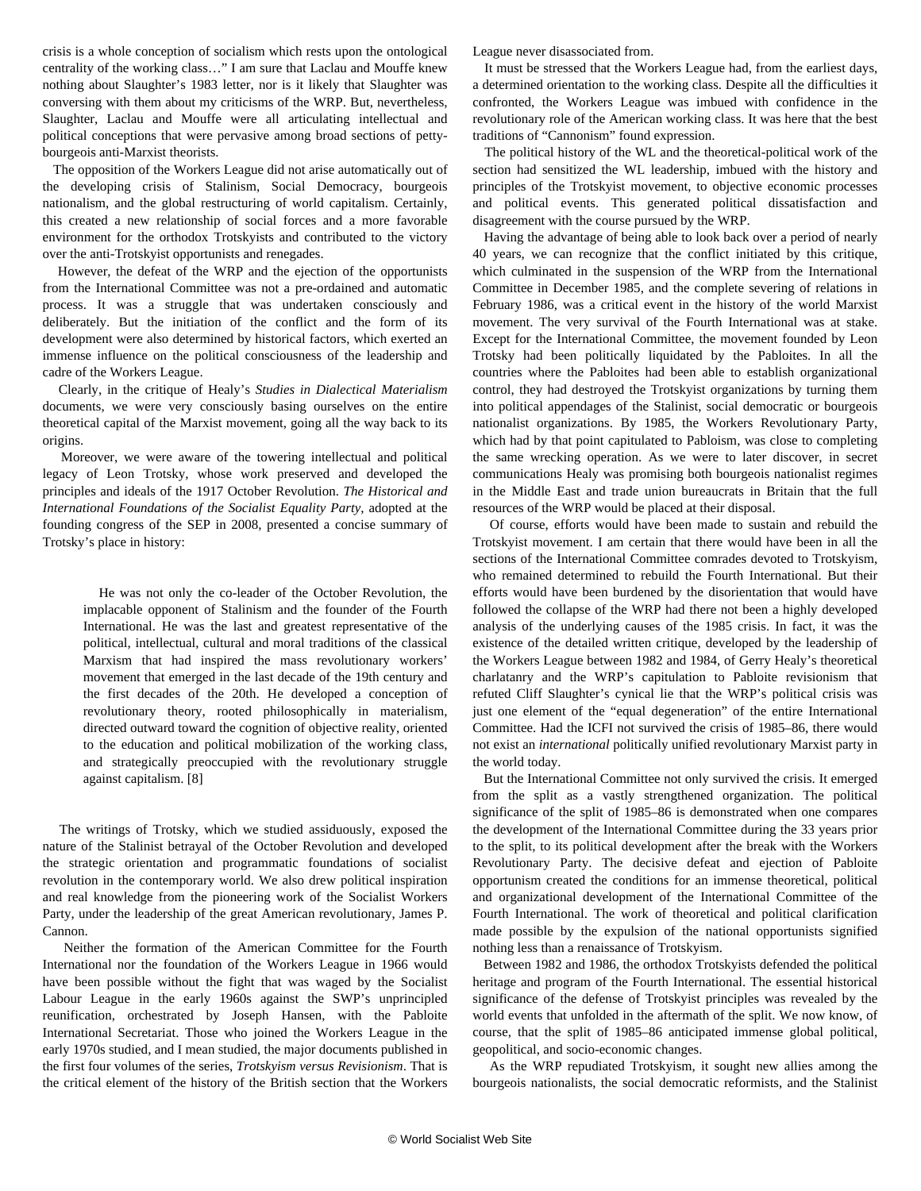crisis is a whole conception of socialism which rests upon the ontological centrality of the working class…" I am sure that Laclau and Mouffe knew nothing about Slaughter's 1983 letter, nor is it likely that Slaughter was conversing with them about my criticisms of the WRP. But, nevertheless, Slaughter, Laclau and Mouffe were all articulating intellectual and political conceptions that were pervasive among broad sections of petty-bourgeois anti-Marxist theorists.

The opposition of the Workers League did not arise automatically out of the developing crisis of Stalinism, Social Democracy, bourgeois nationalism, and the global restructuring of world capitalism. Certainly, this created a new relationship of social forces and a more favorable environment for the orthodox Trotskyists and contributed to the victory over the anti-Trotskyist opportunists and renegades.

However, the defeat of the WRP and the ejection of the opportunists from the International Committee was not a pre-ordained and automatic process. It was a struggle that was undertaken consciously and deliberately. But the initiation of the conflict and the form of its development were also determined by historical factors, which exerted an immense influence on the political consciousness of the leadership and cadre of the Workers League.

Clearly, in the critique of Healy's *Studies in Dialectical Materialism* documents, we were very consciously basing ourselves on the entire theoretical capital of the Marxist movement, going all the way back to its origins.

Moreover, we were aware of the towering intellectual and political legacy of Leon Trotsky, whose work preserved and developed the principles and ideals of the 1917 October Revolution. *The Historical and International Foundations of the Socialist Equality Party*, adopted at the founding congress of the SEP in 2008, presented a concise summary of Trotsky's place in history:

> He was not only the co-leader of the October Revolution, the implacable opponent of Stalinism and the founder of the Fourth International. He was the last and greatest representative of the political, intellectual, cultural and moral traditions of the classical Marxism that had inspired the mass revolutionary workers' movement that emerged in the last decade of the 19th century and the first decades of the 20th. He developed a conception of revolutionary theory, rooted philosophically in materialism, directed outward toward the cognition of objective reality, oriented to the education and political mobilization of the working class, and strategically preoccupied with the revolutionary struggle against capitalism. [8]

The writings of Trotsky, which we studied assiduously, exposed the nature of the Stalinist betrayal of the October Revolution and developed the strategic orientation and programmatic foundations of socialist revolution in the contemporary world. We also drew political inspiration and real knowledge from the pioneering work of the Socialist Workers Party, under the leadership of the great American revolutionary, James P. Cannon.

Neither the formation of the American Committee for the Fourth International nor the foundation of the Workers League in 1966 would have been possible without the fight that was waged by the Socialist Labour League in the early 1960s against the SWP's unprincipled reunification, orchestrated by Joseph Hansen, with the Pabloite International Secretariat. Those who joined the Workers League in the early 1970s studied, and I mean studied, the major documents published in the first four volumes of the series, *Trotskyism versus Revisionism*. That is the critical element of the history of the British section that the Workers League never disassociated from.

It must be stressed that the Workers League had, from the earliest days, a determined orientation to the working class. Despite all the difficulties it confronted, the Workers League was imbued with confidence in the revolutionary role of the American working class. It was here that the best traditions of "Cannonism" found expression.

The political history of the WL and the theoretical-political work of the section had sensitized the WL leadership, imbued with the history and principles of the Trotskyist movement, to objective economic processes and political events. This generated political dissatisfaction and disagreement with the course pursued by the WRP.

Having the advantage of being able to look back over a period of nearly 40 years, we can recognize that the conflict initiated by this critique, which culminated in the suspension of the WRP from the International Committee in December 1985, and the complete severing of relations in February 1986, was a critical event in the history of the world Marxist movement. The very survival of the Fourth International was at stake. Except for the International Committee, the movement founded by Leon Trotsky had been politically liquidated by the Pabloites. In all the countries where the Pabloites had been able to establish organizational control, they had destroyed the Trotskyist organizations by turning them into political appendages of the Stalinist, social democratic or bourgeois nationalist organizations. By 1985, the Workers Revolutionary Party, which had by that point capitulated to Pabloism, was close to completing the same wrecking operation. As we were to later discover, in secret communications Healy was promising both bourgeois nationalist regimes in the Middle East and trade union bureaucrats in Britain that the full resources of the WRP would be placed at their disposal.

Of course, efforts would have been made to sustain and rebuild the Trotskyist movement. I am certain that there would have been in all the sections of the International Committee comrades devoted to Trotskyism, who remained determined to rebuild the Fourth International. But their efforts would have been burdened by the disorientation that would have followed the collapse of the WRP had there not been a highly developed analysis of the underlying causes of the 1985 crisis. In fact, it was the existence of the detailed written critique, developed by the leadership of the Workers League between 1982 and 1984, of Gerry Healy's theoretical charlatanry and the WRP's capitulation to Pabloite revisionism that refuted Cliff Slaughter's cynical lie that the WRP's political crisis was just one element of the "equal degeneration" of the entire International Committee. Had the ICFI not survived the crisis of 1985–86, there would not exist an *international* politically unified revolutionary Marxist party in the world today.

But the International Committee not only survived the crisis. It emerged from the split as a vastly strengthened organization. The political significance of the split of 1985–86 is demonstrated when one compares the development of the International Committee during the 33 years prior to the split, to its political development after the break with the Workers Revolutionary Party. The decisive defeat and ejection of Pabloite opportunism created the conditions for an immense theoretical, political and organizational development of the International Committee of the Fourth International. The work of theoretical and political clarification made possible by the expulsion of the national opportunists signified nothing less than a renaissance of Trotskyism.

Between 1982 and 1986, the orthodox Trotskyists defended the political heritage and program of the Fourth International. The essential historical significance of the defense of Trotskyist principles was revealed by the world events that unfolded in the aftermath of the split. We now know, of course, that the split of 1985–86 anticipated immense global political, geopolitical, and socio-economic changes.

As the WRP repudiated Trotskyism, it sought new allies among the bourgeois nationalists, the social democratic reformists, and the Stalinist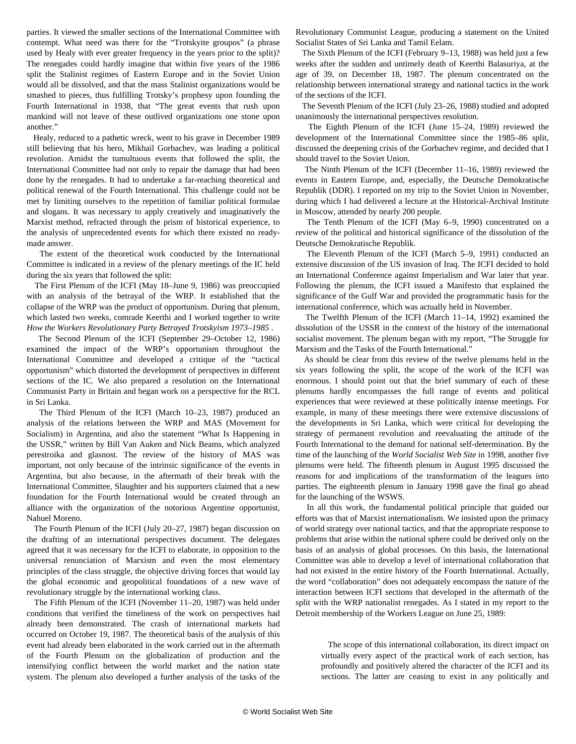parties. It viewed the smaller sections of the International Committee with contempt. What need was there for the "Trotskyite groupos" (a phrase used by Healy with ever greater frequency in the years prior to the split)? The renegades could hardly imagine that within five years of the 1986 split the Stalinist regimes of Eastern Europe and in the Soviet Union would all be dissolved, and that the mass Stalinist organizations would be smashed to pieces, thus fulfilling Trotsky's prophesy upon founding the Fourth International in 1938, that "The great events that rush upon mankind will not leave of these outlived organizations one stone upon another."

Healy, reduced to a pathetic wreck, went to his grave in December 1989 still believing that his hero, Mikhail Gorbachev, was leading a political revolution. Amidst the tumultuous events that followed the split, the International Committee had not only to repair the damage that had been done by the renegades. It had to undertake a far-reaching theoretical and political renewal of the Fourth International. This challenge could not be met by limiting ourselves to the repetition of familiar political formulae and slogans. It was necessary to apply creatively and imaginatively the Marxist method, refracted through the prism of historical experience, to the analysis of unprecedented events for which there existed no ready-made answer.

The extent of the theoretical work conducted by the International Committee is indicated in a review of the plenary meetings of the IC held during the six years that followed the split:

The First Plenum of the ICFI (May 18–June 9, 1986) was preoccupied with an analysis of the betrayal of the WRP. It established that the collapse of the WRP was the product of opportunism. During that plenum, which lasted two weeks, comrade Keerthi and I worked together to write *How the Workers Revolutionary Party Betrayed Trotskyism 1973–1985*.

The Second Plenum of the ICFI (September 29–October 12, 1986) examined the impact of the WRP's opportunism throughout the International Committee and developed a critique of the "tactical opportunism" which distorted the development of perspectives in different sections of the IC. We also prepared a resolution on the International Communist Party in Britain and began work on a perspective for the RCL in Sri Lanka.

The Third Plenum of the ICFI (March 10–23, 1987) produced an analysis of the relations between the WRP and MAS (Movement for Socialism) in Argentina, and also the statement "What Is Happening in the USSR," written by Bill Van Auken and Nick Beams, which analyzed perestroika and glasnost. The review of the history of MAS was important, not only because of the intrinsic significance of the events in Argentina, but also because, in the aftermath of their break with the International Committee, Slaughter and his supporters claimed that a new foundation for the Fourth International would be created through an alliance with the organization of the notorious Argentine opportunist, Nahuel Moreno.

The Fourth Plenum of the ICFI (July 20–27, 1987) began discussion on the drafting of an international perspectives document. The delegates agreed that it was necessary for the ICFI to elaborate, in opposition to the universal renunciation of Marxism and even the most elementary principles of the class struggle, the objective driving forces that would lay the global economic and geopolitical foundations of a new wave of revolutionary struggle by the international working class.

The Fifth Plenum of the ICFI (November 11–20, 1987) was held under conditions that verified the timeliness of the work on perspectives had already been demonstrated. The crash of international markets had occurred on October 19, 1987. The theoretical basis of the analysis of this event had already been elaborated in the work carried out in the aftermath of the Fourth Plenum on the globalization of production and the intensifying conflict between the world market and the nation state system. The plenum also developed a further analysis of the tasks of the Revolutionary Communist League, producing a statement on the United Socialist States of Sri Lanka and Tamil Eelam.

The Sixth Plenum of the ICFI (February 9–13, 1988) was held just a few weeks after the sudden and untimely death of Keerthi Balasuriya, at the age of 39, on December 18, 1987. The plenum concentrated on the relationship between international strategy and national tactics in the work of the sections of the ICFI.

The Seventh Plenum of the ICFI (July 23–26, 1988) studied and adopted unanimously the international perspectives resolution.

The Eighth Plenum of the ICFI (June 15–24, 1989) reviewed the development of the International Committee since the 1985–86 split, discussed the deepening crisis of the Gorbachev regime, and decided that I should travel to the Soviet Union.

The Ninth Plenum of the ICFI (December 11–16, 1989) reviewed the events in Eastern Europe, and, especially, the Deutsche Demokratische Republik (DDR). I reported on my trip to the Soviet Union in November, during which I had delivered a lecture at the Historical-Archival Institute in Moscow, attended by nearly 200 people.

The Tenth Plenum of the ICFI (May 6–9, 1990) concentrated on a review of the political and historical significance of the dissolution of the Deutsche Demokratische Republik.

The Eleventh Plenum of the ICFI (March 5–9, 1991) conducted an extensive discussion of the US invasion of Iraq. The ICFI decided to hold an International Conference against Imperialism and War later that year. Following the plenum, the ICFI issued a Manifesto that explained the significance of the Gulf War and provided the programmatic basis for the international conference, which was actually held in November.

The Twelfth Plenum of the ICFI (March 11–14, 1992) examined the dissolution of the USSR in the context of the history of the international socialist movement. The plenum began with my report, "The Struggle for Marxism and the Tasks of the Fourth International."

As should be clear from this review of the twelve plenums held in the six years following the split, the scope of the work of the ICFI was enormous. I should point out that the brief summary of each of these plenums hardly encompasses the full range of events and political experiences that were reviewed at these politically intense meetings. For example, in many of these meetings there were extensive discussions of the developments in Sri Lanka, which were critical for developing the strategy of permanent revolution and reevaluating the attitude of the Fourth International to the demand for national self-determination. By the time of the launching of the *World Socialist Web Site* in 1998, another five plenums were held. The fifteenth plenum in August 1995 discussed the reasons for and implications of the transformation of the leagues into parties. The eighteenth plenum in January 1998 gave the final go ahead for the launching of the WSWS.

In all this work, the fundamental political principle that guided our efforts was that of Marxist internationalism. We insisted upon the primacy of world strategy over national tactics, and that the appropriate response to problems that arise within the national sphere could be derived only on the basis of an analysis of global processes. On this basis, the International Committee was able to develop a level of international collaboration that had not existed in the entire history of the Fourth International. Actually, the word "collaboration" does not adequately encompass the nature of the interaction between ICFI sections that developed in the aftermath of the split with the WRP nationalist renegades. As I stated in my report to the Detroit membership of the Workers League on June 25, 1989:

> The scope of this international collaboration, its direct impact on virtually every aspect of the practical work of each section, has profoundly and positively altered the character of the ICFI and its sections. The latter are ceasing to exist in any politically and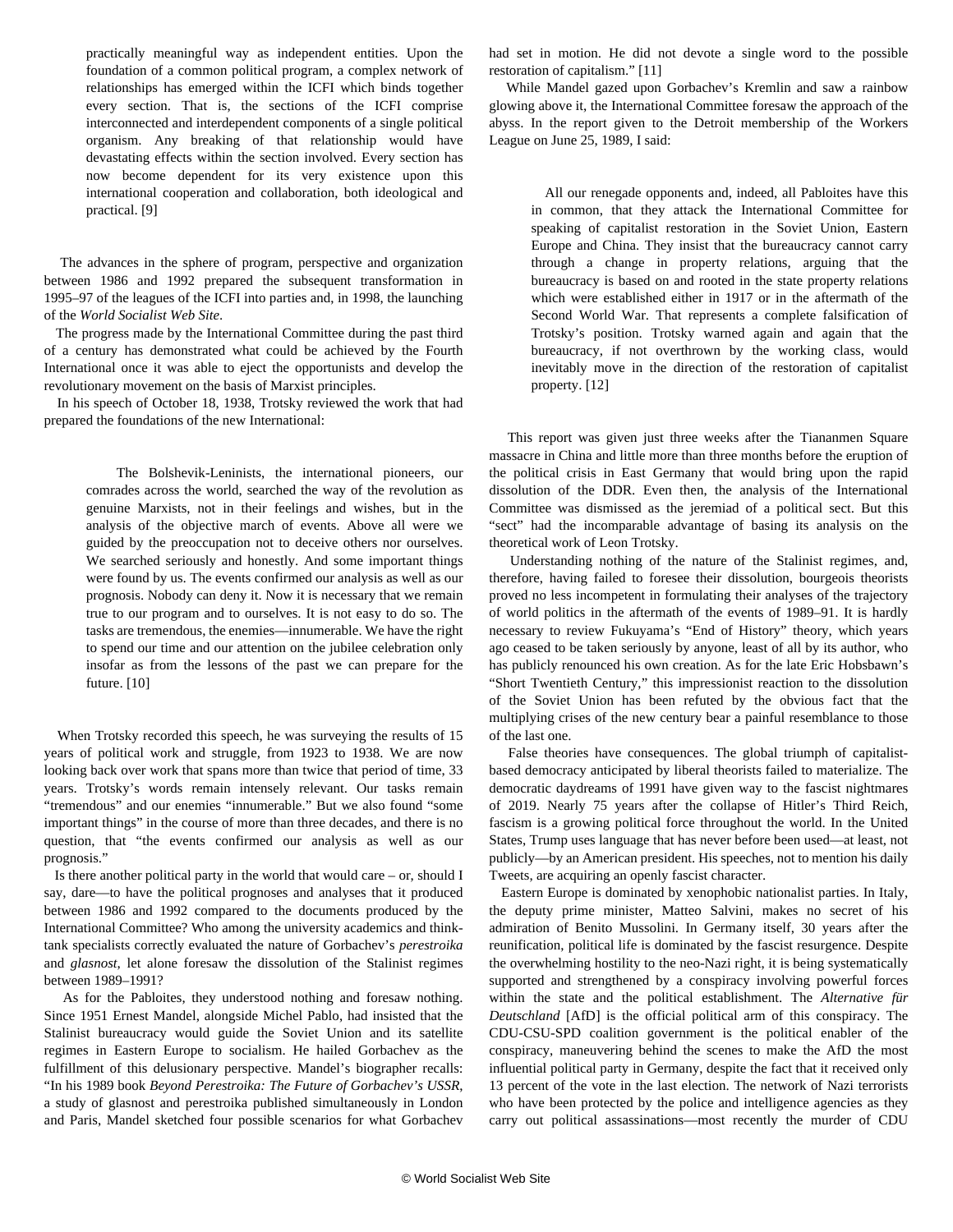> practically meaningful way as independent entities. Upon the foundation of a common political program, a complex network of relationships has emerged within the ICFI which binds together every section. That is, the sections of the ICFI comprise interconnected and interdependent components of a single political organism. Any breaking of that relationship would have devastating effects within the section involved. Every section has now become dependent for its very existence upon this international cooperation and collaboration, both ideological and practical. [9]

The advances in the sphere of program, perspective and organization between 1986 and 1992 prepared the subsequent transformation in 1995–97 of the leagues of the ICFI into parties and, in 1998, the launching of the *World Socialist Web Site*.

The progress made by the International Committee during the past third of a century has demonstrated what could be achieved by the Fourth International once it was able to eject the opportunists and develop the revolutionary movement on the basis of Marxist principles.

In his speech of October 18, 1938, Trotsky reviewed the work that had prepared the foundations of the new International:

> The Bolshevik-Leninists, the international pioneers, our comrades across the world, searched the way of the revolution as genuine Marxists, not in their feelings and wishes, but in the analysis of the objective march of events. Above all were we guided by the preoccupation not to deceive others nor ourselves. We searched seriously and honestly. And some important things were found by us. The events confirmed our analysis as well as our prognosis. Nobody can deny it. Now it is necessary that we remain true to our program and to ourselves. It is not easy to do so. The tasks are tremendous, the enemies—innumerable. We have the right to spend our time and our attention on the jubilee celebration only insofar as from the lessons of the past we can prepare for the future. [10]

When Trotsky recorded this speech, he was surveying the results of 15 years of political work and struggle, from 1923 to 1938. We are now looking back over work that spans more than twice that period of time, 33 years. Trotsky's words remain intensely relevant. Our tasks remain "tremendous" and our enemies "innumerable." But we also found "some important things" in the course of more than three decades, and there is no question, that "the events confirmed our analysis as well as our prognosis."

Is there another political party in the world that would care – or, should I say, dare—to have the political prognoses and analyses that it produced between 1986 and 1992 compared to the documents produced by the International Committee? Who among the university academics and think-tank specialists correctly evaluated the nature of Gorbachev's *perestroika* and *glasnost*, let alone foresaw the dissolution of the Stalinist regimes between 1989–1991?

As for the Pabloites, they understood nothing and foresaw nothing. Since 1951 Ernest Mandel, alongside Michel Pablo, had insisted that the Stalinist bureaucracy would guide the Soviet Union and its satellite regimes in Eastern Europe to socialism. He hailed Gorbachev as the fulfillment of this delusionary perspective. Mandel's biographer recalls: "In his 1989 book *Beyond Perestroika: The Future of Gorbachev's USSR*, a study of glasnost and perestroika published simultaneously in London and Paris, Mandel sketched four possible scenarios for what Gorbachev had set in motion. He did not devote a single word to the possible restoration of capitalism." [11]

While Mandel gazed upon Gorbachev's Kremlin and saw a rainbow glowing above it, the International Committee foresaw the approach of the abyss. In the report given to the Detroit membership of the Workers League on June 25, 1989, I said:

> All our renegade opponents and, indeed, all Pabloites have this in common, that they attack the International Committee for speaking of capitalist restoration in the Soviet Union, Eastern Europe and China. They insist that the bureaucracy cannot carry through a change in property relations, arguing that the bureaucracy is based on and rooted in the state property relations which were established either in 1917 or in the aftermath of the Second World War. That represents a complete falsification of Trotsky's position. Trotsky warned again and again that the bureaucracy, if not overthrown by the working class, would inevitably move in the direction of the restoration of capitalist property. [12]

This report was given just three weeks after the Tiananmen Square massacre in China and little more than three months before the eruption of the political crisis in East Germany that would bring upon the rapid dissolution of the DDR. Even then, the analysis of the International Committee was dismissed as the jeremiad of a political sect. But this "sect" had the incomparable advantage of basing its analysis on the theoretical work of Leon Trotsky.

Understanding nothing of the nature of the Stalinist regimes, and, therefore, having failed to foresee their dissolution, bourgeois theorists proved no less incompetent in formulating their analyses of the trajectory of world politics in the aftermath of the events of 1989–91. It is hardly necessary to review Fukuyama's "End of History" theory, which years ago ceased to be taken seriously by anyone, least of all by its author, who has publicly renounced his own creation. As for the late Eric Hobsbawn's "Short Twentieth Century," this impressionist reaction to the dissolution of the Soviet Union has been refuted by the obvious fact that the multiplying crises of the new century bear a painful resemblance to those of the last one.

False theories have consequences. The global triumph of capitalist-based democracy anticipated by liberal theorists failed to materialize. The democratic daydreams of 1991 have given way to the fascist nightmares of 2019. Nearly 75 years after the collapse of Hitler's Third Reich, fascism is a growing political force throughout the world. In the United States, Trump uses language that has never before been used—at least, not publicly—by an American president. His speeches, not to mention his daily Tweets, are acquiring an openly fascist character.

Eastern Europe is dominated by xenophobic nationalist parties. In Italy, the deputy prime minister, Matteo Salvini, makes no secret of his admiration of Benito Mussolini. In Germany itself, 30 years after the reunification, political life is dominated by the fascist resurgence. Despite the overwhelming hostility to the neo-Nazi right, it is being systematically supported and strengthened by a conspiracy involving powerful forces within the state and the political establishment. The *Alternative für Deutschland* [AfD] is the official political arm of this conspiracy. The CDU-CSU-SPD coalition government is the political enabler of the conspiracy, maneuvering behind the scenes to make the AfD the most influential political party in Germany, despite the fact that it received only 13 percent of the vote in the last election. The network of Nazi terrorists who have been protected by the police and intelligence agencies as they carry out political assassinations—most recently the murder of CDU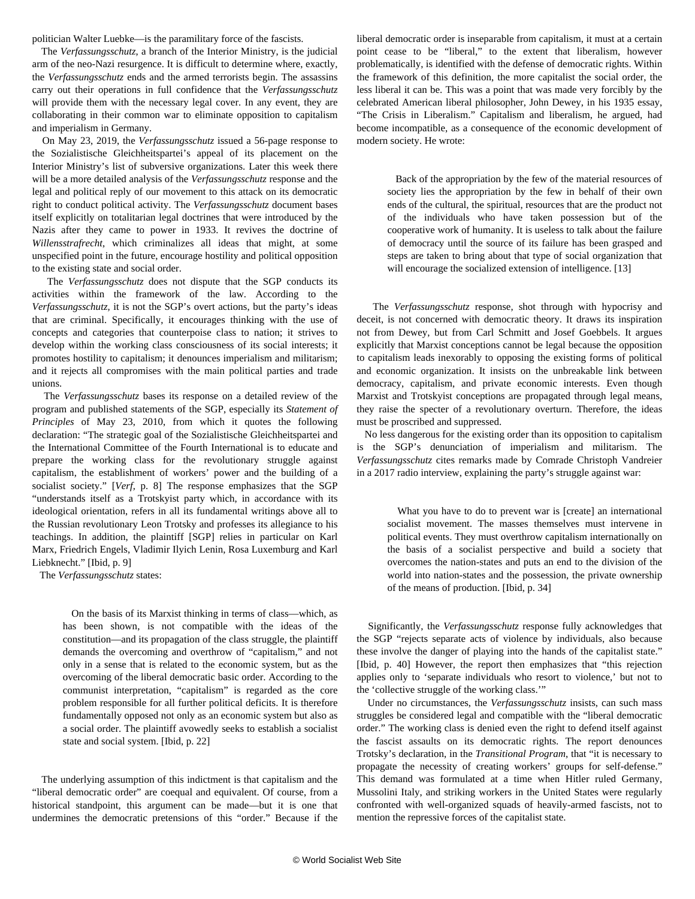politician Walter Luebke—is the paramilitary force of the fascists.

The *Verfassungsschutz,* a branch of the Interior Ministry, is the judicial arm of the neo-Nazi resurgence. It is difficult to determine where, exactly, the *Verfassungsschutz* ends and the armed terrorists begin. The assassins carry out their operations in full confidence that the *Verfassungsschutz* will provide them with the necessary legal cover. In any event, they are collaborating in their common war to eliminate opposition to capitalism and imperialism in Germany.

On May 23, 2019, the *Verfassungsschutz* issued a 56-page response to the Sozialistische Gleichheitspartei's appeal of its placement on the Interior Ministry's list of subversive organizations. Later this week there will be a more detailed analysis of the *Verfassungsschutz* response and the legal and political reply of our movement to this attack on its democratic right to conduct political activity. The *Verfassungsschutz* document bases itself explicitly on totalitarian legal doctrines that were introduced by the Nazis after they came to power in 1933. It revives the doctrine of *Willensstrafrecht*, which criminalizes all ideas that might, at some unspecified point in the future, encourage hostility and political opposition to the existing state and social order.

The *Verfassungsschutz* does not dispute that the SGP conducts its activities within the framework of the law. According to the *Verfassungsschutz,* it is not the SGP's overt actions, but the party's ideas that are criminal. Specifically, it encourages thinking with the use of concepts and categories that counterpoise class to nation; it strives to develop within the working class consciousness of its social interests; it promotes hostility to capitalism; it denounces imperialism and militarism; and it rejects all compromises with the main political parties and trade unions.

The *Verfassungsschutz* bases its response on a detailed review of the program and published statements of the SGP, especially its *Statement of Principles* of May 23, 2010, from which it quotes the following declaration: "The strategic goal of the Sozialistische Gleichheitspartei and the International Committee of the Fourth International is to educate and prepare the working class for the revolutionary struggle against capitalism, the establishment of workers' power and the building of a socialist society." [*Verf,* p. 8] The response emphasizes that the SGP "understands itself as a Trotskyist party which, in accordance with its ideological orientation, refers in all its fundamental writings above all to the Russian revolutionary Leon Trotsky and professes its allegiance to his teachings. In addition, the plaintiff [SGP] relies in particular on Karl Marx, Friedrich Engels, Vladimir Ilyich Lenin, Rosa Luxemburg and Karl Liebknecht." [Ibid, p. 9]

The *Verfassungsschutz* states:

> On the basis of its Marxist thinking in terms of class—which, as has been shown, is not compatible with the ideas of the constitution—and its propagation of the class struggle, the plaintiff demands the overcoming and overthrow of "capitalism," and not only in a sense that is related to the economic system, but as the overcoming of the liberal democratic basic order. According to the communist interpretation, "capitalism" is regarded as the core problem responsible for all further political deficits. It is therefore fundamentally opposed not only as an economic system but also as a social order. The plaintiff avowedly seeks to establish a socialist state and social system. [Ibid, p. 22]

The underlying assumption of this indictment is that capitalism and the "liberal democratic order" are coequal and equivalent. Of course, from a historical standpoint, this argument can be made—but it is one that undermines the democratic pretensions of this "order." Because if the liberal democratic order is inseparable from capitalism, it must at a certain point cease to be "liberal," to the extent that liberalism, however problematically, is identified with the defense of democratic rights. Within the framework of this definition, the more capitalist the social order, the less liberal it can be. This was a point that was made very forcibly by the celebrated American liberal philosopher, John Dewey, in his 1935 essay, "The Crisis in Liberalism." Capitalism and liberalism, he argued, had become incompatible, as a consequence of the economic development of modern society. He wrote:

> Back of the appropriation by the few of the material resources of society lies the appropriation by the few in behalf of their own ends of the cultural, the spiritual, resources that are the product not of the individuals who have taken possession but of the cooperative work of humanity. It is useless to talk about the failure of democracy until the source of its failure has been grasped and steps are taken to bring about that type of social organization that will encourage the socialized extension of intelligence. [13]

The *Verfassungsschutz* response, shot through with hypocrisy and deceit, is not concerned with democratic theory. It draws its inspiration not from Dewey, but from Carl Schmitt and Josef Goebbels. It argues explicitly that Marxist conceptions cannot be legal because the opposition to capitalism leads inexorably to opposing the existing forms of political and economic organization. It insists on the unbreakable link between democracy, capitalism, and private economic interests. Even though Marxist and Trotskyist conceptions are propagated through legal means, they raise the specter of a revolutionary overturn. Therefore, the ideas must be proscribed and suppressed.

No less dangerous for the existing order than its opposition to capitalism is the SGP's denunciation of imperialism and militarism. The *Verfassungsschutz* cites remarks made by Comrade Christoph Vandreier in a 2017 radio interview, explaining the party's struggle against war:

> What you have to do to prevent war is [create] an international socialist movement. The masses themselves must intervene in political events. They must overthrow capitalism internationally on the basis of a socialist perspective and build a society that overcomes the nation-states and puts an end to the division of the world into nation-states and the possession, the private ownership of the means of production. [Ibid, p. 34]

Significantly, the *Verfassungsschutz* response fully acknowledges that the SGP "rejects separate acts of violence by individuals, also because these involve the danger of playing into the hands of the capitalist state." [Ibid, p. 40] However, the report then emphasizes that "this rejection applies only to 'separate individuals who resort to violence,' but not to the 'collective struggle of the working class.'"

Under no circumstances, the *Verfassungsschutz* insists, can such mass struggles be considered legal and compatible with the "liberal democratic order." The working class is denied even the right to defend itself against the fascist assaults on its democratic rights. The report denounces Trotsky's declaration, in the *Transitional Program*, that "it is necessary to propagate the necessity of creating workers' groups for self-defense." This demand was formulated at a time when Hitler ruled Germany, Mussolini Italy, and striking workers in the United States were regularly confronted with well-organized squads of heavily-armed fascists, not to mention the repressive forces of the capitalist state.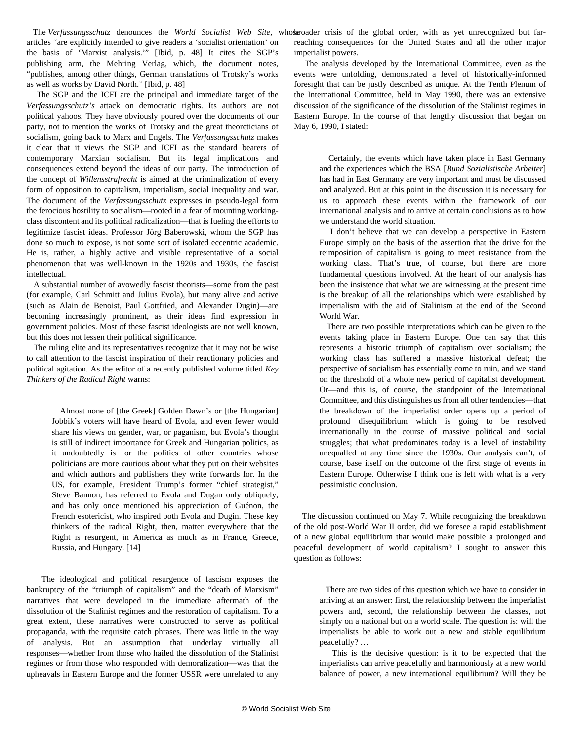The *Verfassungsschutz* denounces the *World Socialist Web Site*, whose articles "are explicitly intended to give readers a 'socialist orientation' on the basis of 'Marxist analysis.'" [Ibid, p. 48] It cites the SGP's publishing arm, the Mehring Verlag, which, the document notes, "publishes, among other things, German translations of Trotsky's works as well as works by David North." [Ibid, p. 48]

The SGP and the ICFI are the principal and immediate target of the *Verfassungsschutz's* attack on democratic rights. Its authors are not political yahoos. They have obviously poured over the documents of our party, not to mention the works of Trotsky and the great theoreticians of socialism, going back to Marx and Engels. The *Verfassungsschutz* makes it clear that it views the SGP and ICFI as the standard bearers of contemporary Marxian socialism. But its legal implications and consequences extend beyond the ideas of our party. The introduction of the concept of *Willensstrafrecht* is aimed at the criminalization of every form of opposition to capitalism, imperialism, social inequality and war. The document of the *Verfassungsschutz* expresses in pseudo-legal form the ferocious hostility to socialism—rooted in a fear of mounting working-class discontent and its political radicalization—that is fueling the efforts to legitimize fascist ideas. Professor Jörg Baberowski, whom the SGP has done so much to expose, is not some sort of isolated eccentric academic. He is, rather, a highly active and visible representative of a social phenomenon that was well-known in the 1920s and 1930s, the fascist intellectual.

A substantial number of avowedly fascist theorists—some from the past (for example, Carl Schmitt and Julius Evola), but many alive and active (such as Alain de Benoist, Paul Gottfried, and Alexander Dugin)—are becoming increasingly prominent, as their ideas find expression in government policies. Most of these fascist ideologists are not well known, but this does not lessen their political significance.

The ruling elite and its representatives recognize that it may not be wise to call attention to the fascist inspiration of their reactionary policies and political agitation. As the editor of a recently published volume titled *Key Thinkers of the Radical Right* warns:

> Almost none of [the Greek] Golden Dawn's or [the Hungarian] Jobbik's voters will have heard of Evola, and even fewer would share his views on gender, war, or paganism, but Evola's thought is still of indirect importance for Greek and Hungarian politics, as it undoubtedly is for the politics of other countries whose politicians are more cautious about what they put on their websites and which authors and publishers they write forwards for. In the US, for example, President Trump's former "chief strategist," Steve Bannon, has referred to Evola and Dugan only obliquely, and has only once mentioned his appreciation of Guénon, the French esotericist, who inspired both Evola and Dugin. These key thinkers of the radical Right, then, matter everywhere that the Right is resurgent, in America as much as in France, Greece, Russia, and Hungary. [14]

The ideological and political resurgence of fascism exposes the bankruptcy of the "triumph of capitalism" and the "death of Marxism" narratives that were developed in the immediate aftermath of the dissolution of the Stalinist regimes and the restoration of capitalism. To a great extent, these narratives were constructed to serve as political propaganda, with the requisite catch phrases. There was little in the way of analysis. But an assumption that underlay virtually all responses—whether from those who hailed the dissolution of the Stalinist regimes or from those who responded with demoralization—was that the upheavals in Eastern Europe and the former USSR were unrelated to any broader crisis of the global order, with as yet unrecognized but far-reaching consequences for the United States and all the other major imperialist powers.

The analysis developed by the International Committee, even as the events were unfolding, demonstrated a level of historically-informed foresight that can be justly described as unique. At the Tenth Plenum of the International Committee, held in May 1990, there was an extensive discussion of the significance of the dissolution of the Stalinist regimes in Eastern Europe. In the course of that lengthy discussion that began on May 6, 1990, I stated:

> Certainly, the events which have taken place in East Germany and the experiences which the BSA [*Bund Sozialistische Arbeiter*] has had in East Germany are very important and must be discussed and analyzed. But at this point in the discussion it is necessary for us to approach these events within the framework of our international analysis and to arrive at certain conclusions as to how we understand the world situation.
>
> I don't believe that we can develop a perspective in Eastern Europe simply on the basis of the assertion that the drive for the reimposition of capitalism is going to meet resistance from the working class. That's true, of course, but there are more fundamental questions involved. At the heart of our analysis has been the insistence that what we are witnessing at the present time is the breakup of all the relationships which were established by imperialism with the aid of Stalinism at the end of the Second World War.
>
> There are two possible interpretations which can be given to the events taking place in Eastern Europe. One can say that this represents a historic triumph of capitalism over socialism; the working class has suffered a massive historical defeat; the perspective of socialism has essentially come to ruin, and we stand on the threshold of a whole new period of capitalist development. Or—and this is, of course, the standpoint of the International Committee, and this distinguishes us from all other tendencies—that the breakdown of the imperialist order opens up a period of profound disequilibrium which is going to be resolved internationally in the course of massive political and social struggles; that what predominates today is a level of instability unequalled at any time since the 1930s. Our analysis can't, of course, base itself on the outcome of the first stage of events in Eastern Europe. Otherwise I think one is left with what is a very pessimistic conclusion.

The discussion continued on May 7. While recognizing the breakdown of the old post-World War II order, did we foresee a rapid establishment of a new global equilibrium that would make possible a prolonged and peaceful development of world capitalism? I sought to answer this question as follows:

> There are two sides of this question which we have to consider in arriving at an answer: first, the relationship between the imperialist powers and, second, the relationship between the classes, not simply on a national but on a world scale. The question is: will the imperialists be able to work out a new and stable equilibrium peacefully? …
>
> This is the decisive question: is it to be expected that the imperialists can arrive peacefully and harmoniously at a new world balance of power, a new international equilibrium? Will they be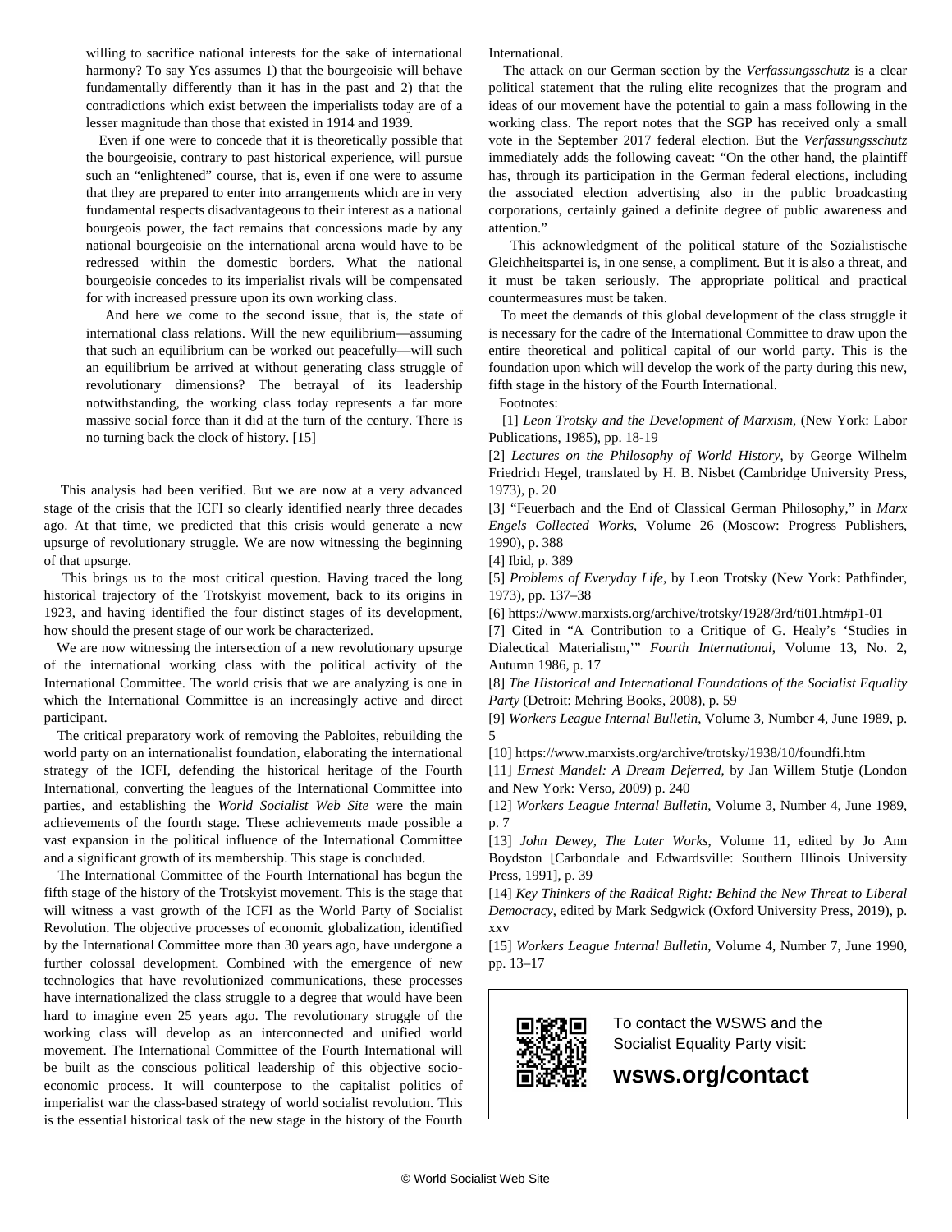> willing to sacrifice national interests for the sake of international harmony? To say Yes assumes 1) that the bourgeoisie will behave fundamentally differently than it has in the past and 2) that the contradictions which exist between the imperialists today are of a lesser magnitude than those that existed in 1914 and 1939.
>
> Even if one were to concede that it is theoretically possible that the bourgeoisie, contrary to past historical experience, will pursue such an "enlightened" course, that is, even if one were to assume that they are prepared to enter into arrangements which are in very fundamental respects disadvantageous to their interest as a national bourgeois power, the fact remains that concessions made by any national bourgeoisie on the international arena would have to be redressed within the domestic borders. What the national bourgeoisie concedes to its imperialist rivals will be compensated for with increased pressure upon its own working class.
>
> And here we come to the second issue, that is, the state of international class relations. Will the new equilibrium—assuming that such an equilibrium can be worked out peacefully—will such an equilibrium be arrived at without generating class struggle of revolutionary dimensions? The betrayal of its leadership notwithstanding, the working class today represents a far more massive social force than it did at the turn of the century. There is no turning back the clock of history. [15]

This analysis had been verified. But we are now at a very advanced stage of the crisis that the ICFI so clearly identified nearly three decades ago. At that time, we predicted that this crisis would generate a new upsurge of revolutionary struggle. We are now witnessing the beginning of that upsurge.

This brings us to the most critical question. Having traced the long historical trajectory of the Trotskyist movement, back to its origins in 1923, and having identified the four distinct stages of its development, how should the present stage of our work be characterized.

We are now witnessing the intersection of a new revolutionary upsurge of the international working class with the political activity of the International Committee. The world crisis that we are analyzing is one in which the International Committee is an increasingly active and direct participant.

The critical preparatory work of removing the Pabloites, rebuilding the world party on an internationalist foundation, elaborating the international strategy of the ICFI, defending the historical heritage of the Fourth International, converting the leagues of the International Committee into parties, and establishing the *World Socialist Web Site* were the main achievements of the fourth stage. These achievements made possible a vast expansion in the political influence of the International Committee and a significant growth of its membership. This stage is concluded.

The International Committee of the Fourth International has begun the fifth stage of the history of the Trotskyist movement. This is the stage that will witness a vast growth of the ICFI as the World Party of Socialist Revolution. The objective processes of economic globalization, identified by the International Committee more than 30 years ago, have undergone a further colossal development. Combined with the emergence of new technologies that have revolutionized communications, these processes have internationalized the class struggle to a degree that would have been hard to imagine even 25 years ago. The revolutionary struggle of the working class will develop as an interconnected and unified world movement. The International Committee of the Fourth International will be built as the conscious political leadership of this objective socio-economic process. It will counterpose to the capitalist politics of imperialist war the class-based strategy of world socialist revolution. This is the essential historical task of the new stage in the history of the Fourth International.

The attack on our German section by the *Verfassungsschutz* is a clear political statement that the ruling elite recognizes that the program and ideas of our movement have the potential to gain a mass following in the working class. The report notes that the SGP has received only a small vote in the September 2017 federal election. But the *Verfassungsschutz* immediately adds the following caveat: "On the other hand, the plaintiff has, through its participation in the German federal elections, including the associated election advertising also in the public broadcasting corporations, certainly gained a definite degree of public awareness and attention."

This acknowledgment of the political stature of the Sozialistische Gleichheitspartei is, in one sense, a compliment. But it is also a threat, and it must be taken seriously. The appropriate political and practical countermeasures must be taken.

To meet the demands of this global development of the class struggle it is necessary for the cadre of the International Committee to draw upon the entire theoretical and political capital of our world party. This is the foundation upon which will develop the work of the party during this new, fifth stage in the history of the Fourth International.

Footnotes:

[1] *Leon Trotsky and the Development of Marxism*, (New York: Labor Publications, 1985), pp. 18-19

[2] *Lectures on the Philosophy of World History*, by George Wilhelm Friedrich Hegel, translated by H. B. Nisbet (Cambridge University Press, 1973), p. 20

[3] "Feuerbach and the End of Classical German Philosophy," in *Marx Engels Collected Works*, Volume 26 (Moscow: Progress Publishers, 1990), p. 388

[4] Ibid, p. 389

[5] *Problems of Everyday Life*, by Leon Trotsky (New York: Pathfinder, 1973), pp. 137–38

[6] https://www.marxists.org/archive/trotsky/1928/3rd/ti01.htm#p1-01

[7] Cited in "A Contribution to a Critique of G. Healy's 'Studies in Dialectical Materialism,'" *Fourth International*, Volume 13, No. 2, Autumn 1986, p. 17

[8] *The Historical and International Foundations of the Socialist Equality Party* (Detroit: Mehring Books, 2008), p. 59

[9] *Workers League Internal Bulletin*, Volume 3, Number 4, June 1989, p. 5

[10] https://www.marxists.org/archive/trotsky/1938/10/foundfi.htm

[11] *Ernest Mandel: A Dream Deferred*, by Jan Willem Stutje (London and New York: Verso, 2009) p. 240

[12] *Workers League Internal Bulletin*, Volume 3, Number 4, June 1989, p. 7

[13] *John Dewey, The Later Works*, Volume 11, edited by Jo Ann Boydston [Carbondale and Edwardsville: Southern Illinois University Press, 1991], p. 39

[14] *Key Thinkers of the Radical Right: Behind the New Threat to Liberal Democracy*, edited by Mark Sedgwick (Oxford University Press, 2019), p. xxv

[15] *Workers League Internal Bulletin*, Volume 4, Number 7, June 1990, pp. 13–17

To contact the WSWS and the Socialist Equality Party visit:

**wsws.org/contact**